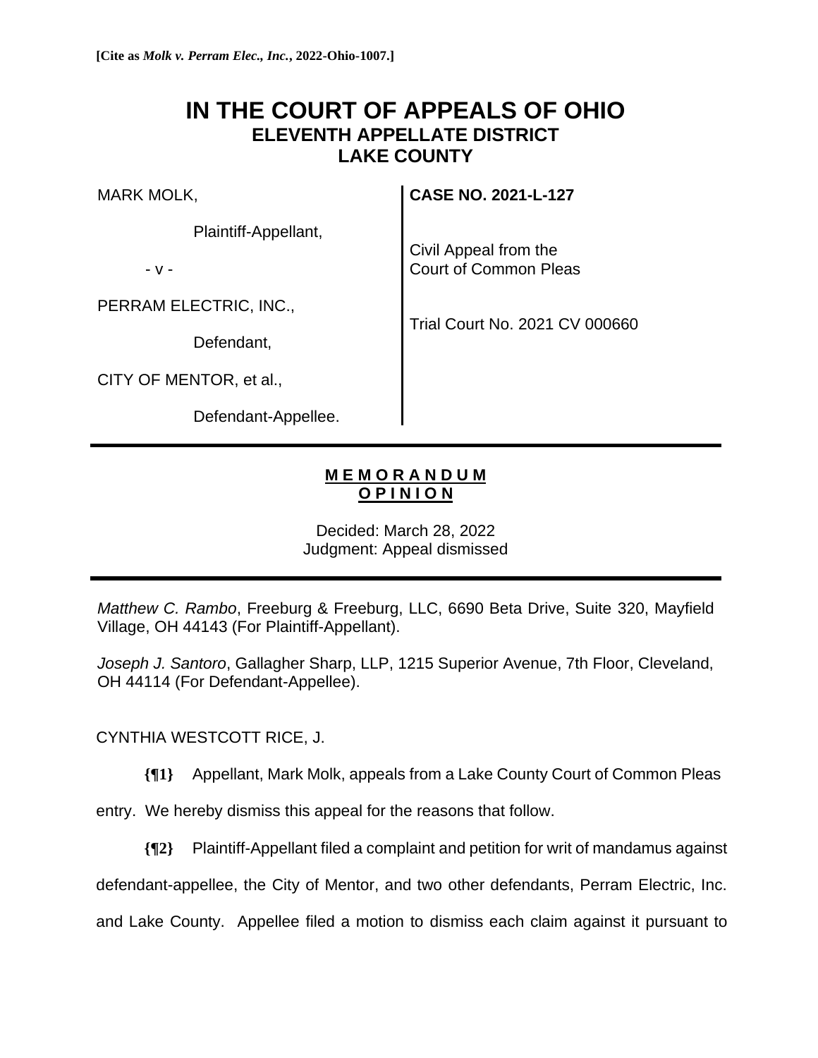**[Cite as *Molk v. Perram Elec., Inc.*, 2022-Ohio-1007.]**

# IN THE COURT OF APPEALS OF OHIO
## ELEVENTH APPELLATE DISTRICT
## LAKE COUNTY

| | |
|---|---|
| MARK MOLK,<br><br>Plaintiff-Appellant,<br><br>- v -<br><br>PERRAM ELECTRIC, INC.,<br><br>Defendant,<br><br>CITY OF MENTOR, et al.,<br><br>Defendant-Appellee. | **CASE NO. 2021-L-127**<br><br>Civil Appeal from the Court of Common Pleas<br><br>Trial Court No. 2021 CV 000660 |

---

**M E M O R A N D U M**
**O P I N I O N**

Decided: March 28, 2022
Judgment: Appeal dismissed

---

*Matthew C. Rambo*, Freeburg & Freeburg, LLC, 6690 Beta Drive, Suite 320, Mayfield Village, OH 44143 (For Plaintiff-Appellant).

*Joseph J. Santoro*, Gallagher Sharp, LLP, 1215 Superior Avenue, 7th Floor, Cleveland, OH 44114 (For Defendant-Appellee).

CYNTHIA WESTCOTT RICE, J.

**{¶1}** Appellant, Mark Molk, appeals from a Lake County Court of Common Pleas entry. We hereby dismiss this appeal for the reasons that follow.

**{¶2}** Plaintiff-Appellant filed a complaint and petition for writ of mandamus against defendant-appellee, the City of Mentor, and two other defendants, Perram Electric, Inc. and Lake County. Appellee filed a motion to dismiss each claim against it pursuant to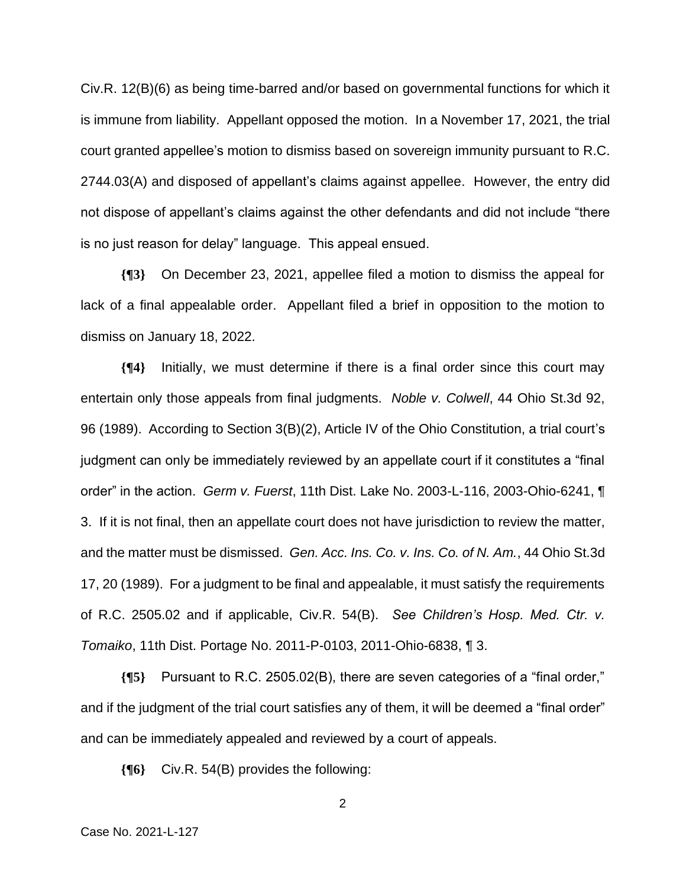Civ.R. 12(B)(6) as being time-barred and/or based on governmental functions for which it is immune from liability. Appellant opposed the motion. In a November 17, 2021, the trial court granted appellee's motion to dismiss based on sovereign immunity pursuant to R.C. 2744.03(A) and disposed of appellant's claims against appellee. However, the entry did not dispose of appellant's claims against the other defendants and did not include "there is no just reason for delay" language. This appeal ensued.

**{¶3}** On December 23, 2021, appellee filed a motion to dismiss the appeal for lack of a final appealable order. Appellant filed a brief in opposition to the motion to dismiss on January 18, 2022.

**{¶4}** Initially, we must determine if there is a final order since this court may entertain only those appeals from final judgments. *Noble v. Colwell*, 44 Ohio St.3d 92, 96 (1989). According to Section 3(B)(2), Article IV of the Ohio Constitution, a trial court's judgment can only be immediately reviewed by an appellate court if it constitutes a "final order" in the action. *Germ v. Fuerst*, 11th Dist. Lake No. 2003-L-116, 2003-Ohio-6241, ¶ 3. If it is not final, then an appellate court does not have jurisdiction to review the matter, and the matter must be dismissed. *Gen. Acc. Ins. Co. v. Ins. Co. of N. Am.*, 44 Ohio St.3d 17, 20 (1989). For a judgment to be final and appealable, it must satisfy the requirements of R.C. 2505.02 and if applicable, Civ.R. 54(B). *See Children's Hosp. Med. Ctr. v. Tomaiko*, 11th Dist. Portage No. 2011-P-0103, 2011-Ohio-6838, ¶ 3.

**{¶5}** Pursuant to R.C. 2505.02(B), there are seven categories of a "final order," and if the judgment of the trial court satisfies any of them, it will be deemed a "final order" and can be immediately appealed and reviewed by a court of appeals.

**{¶6}** Civ.R. 54(B) provides the following: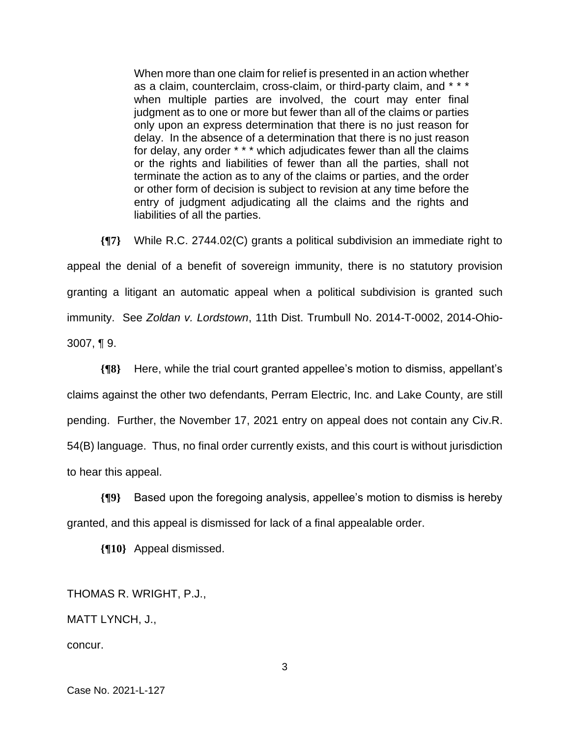> When more than one claim for relief is presented in an action whether as a claim, counterclaim, cross-claim, or third-party claim, and * * * when multiple parties are involved, the court may enter final judgment as to one or more but fewer than all of the claims or parties only upon an express determination that there is no just reason for delay. In the absence of a determination that there is no just reason for delay, any order * * * which adjudicates fewer than all the claims or the rights and liabilities of fewer than all the parties, shall not terminate the action as to any of the claims or parties, and the order or other form of decision is subject to revision at any time before the entry of judgment adjudicating all the claims and the rights and liabilities of all the parties.

**{¶7}** While R.C. 2744.02(C) grants a political subdivision an immediate right to appeal the denial of a benefit of sovereign immunity, there is no statutory provision granting a litigant an automatic appeal when a political subdivision is granted such immunity. See *Zoldan v. Lordstown*, 11th Dist. Trumbull No. 2014-T-0002, 2014-Ohio-3007, ¶ 9.

**{¶8}** Here, while the trial court granted appellee's motion to dismiss, appellant's claims against the other two defendants, Perram Electric, Inc. and Lake County, are still pending. Further, the November 17, 2021 entry on appeal does not contain any Civ.R. 54(B) language. Thus, no final order currently exists, and this court is without jurisdiction to hear this appeal.

**{¶9}** Based upon the foregoing analysis, appellee's motion to dismiss is hereby granted, and this appeal is dismissed for lack of a final appealable order.

**{¶10}** Appeal dismissed.

THOMAS R. WRIGHT, P.J.,

MATT LYNCH, J.,

concur.